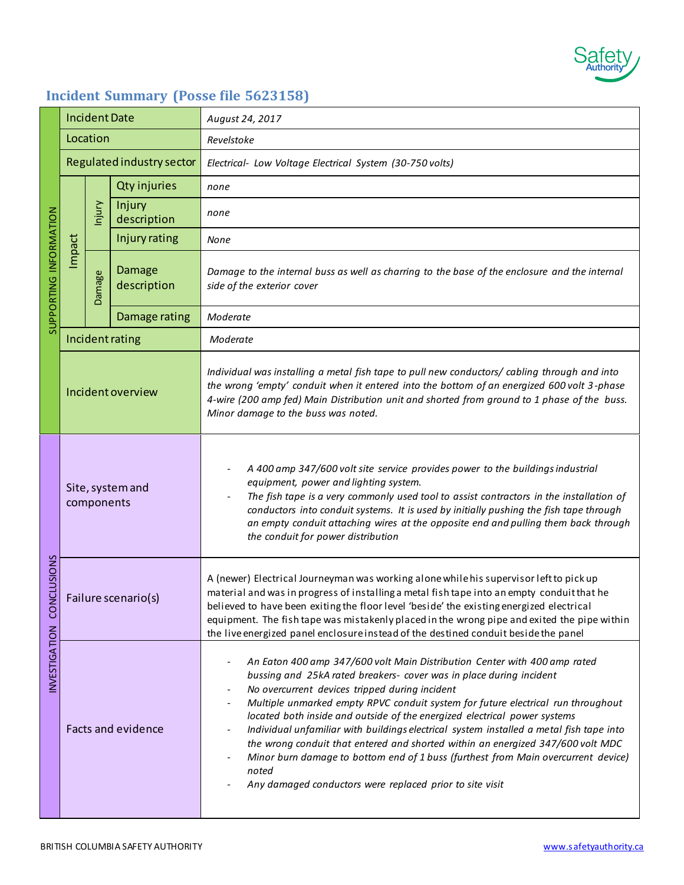## Incident Summary (Posse file 5623158)

| | | | | |
|---|---|---|---|---|
| SUPPORTING INFORMATION | Incident Date | | | *August 24, 2017* |
| | Location | | | *Revelstoke* |
| | Regulated industry sector | | | *Electrical- Low Voltage Electrical System (30-750 volts)* |
| | Impact | Injury | Qty injuries | *none* |
| | | | Injury description | *none* |
| | | | Injury rating | *None* |
| | | Damage | Damage description | *Damage to the internal buss as well as charring to the base of the enclosure and the internal side of the exterior cover* |
| | | | Damage rating | *Moderate* |
| | Incident rating | | | *Moderate* |
| | Incident overview | | | *Individual was installing a metal fish tape to pull new conductors/ cabling through and into the wrong 'empty' conduit when it entered into the bottom of an energized 600 volt 3-phase 4-wire (200 amp fed) Main Distribution unit and shorted from ground to 1 phase of the buss. Minor damage to the buss was noted.* |
| INVESTIGATION CONCLUSIONS | Site, system and components | | | - *A 400 amp 347/600 volt site service provides power to the buildings industrial equipment, power and lighting system.*<br>- *The fish tape is a very commonly used tool to assist contractors in the installation of conductors into conduit systems. It is used by initially pushing the fish tape through an empty conduit attaching wires at the opposite end and pulling them back through the conduit for power distribution* |
| | Failure scenario(s) | | | A (newer) Electrical Journeyman was working alone while his supervisor left to pick up material and was in progress of installing a metal fish tape into an empty conduit that he believed to have been exiting the floor level 'beside' the existing energized electrical equipment. The fish tape was mistakenly placed in the wrong pipe and exited the pipe within the live energized panel enclosure instead of the destined conduit beside the panel |
| | Facts and evidence | | | - *An Eaton 400 amp 347/600 volt Main Distribution Center with 400 amp rated bussing and 25kA rated breakers- cover was in place during incident*<br>- *No overcurrent devices tripped during incident*<br>- *Multiple unmarked empty RPVC conduit system for future electrical run throughout located both inside and outside of the energized electrical power systems*<br>- *Individual unfamiliar with buildings electrical system installed a metal fish tape into the wrong conduit that entered and shorted within an energized 347/600 volt MDC*<br>- *Minor burn damage to bottom end of 1 buss (furthest from Main overcurrent device) noted*<br>- *Any damaged conductors were replaced prior to site visit* |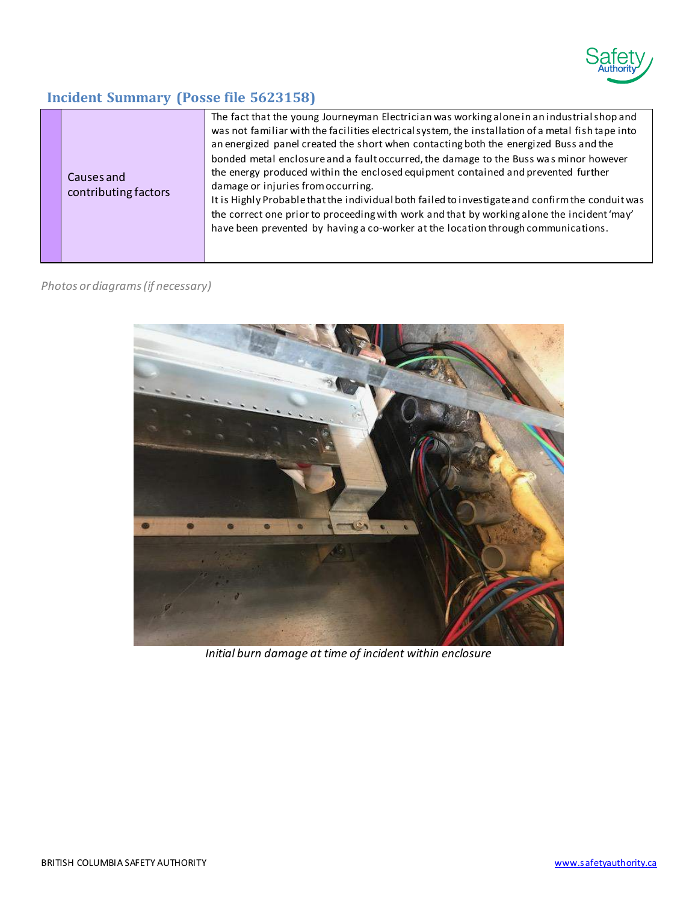## Incident Summary (Posse file 5623158)

| | |
|---|---|
| Causes and contributing factors | The fact that the young Journeyman Electrician was working alone in an industrial shop and was not familiar with the facilities electrical system, the installation of a metal fish tape into an energized panel created the short when contacting both the energized Buss and the bonded metal enclosure and a fault occurred, the damage to the Buss was minor however the energy produced within the enclosed equipment contained and prevented further damage or injuries from occurring.<br>It is Highly Probable that the individual both failed to investigate and confirm the conduit was the correct one prior to proceeding with work and that by working alone the incident 'may' have been prevented by having a co-worker at the location through communications. |

*Photos or diagrams (if necessary)*

*Initial burn damage at time of incident within enclosure*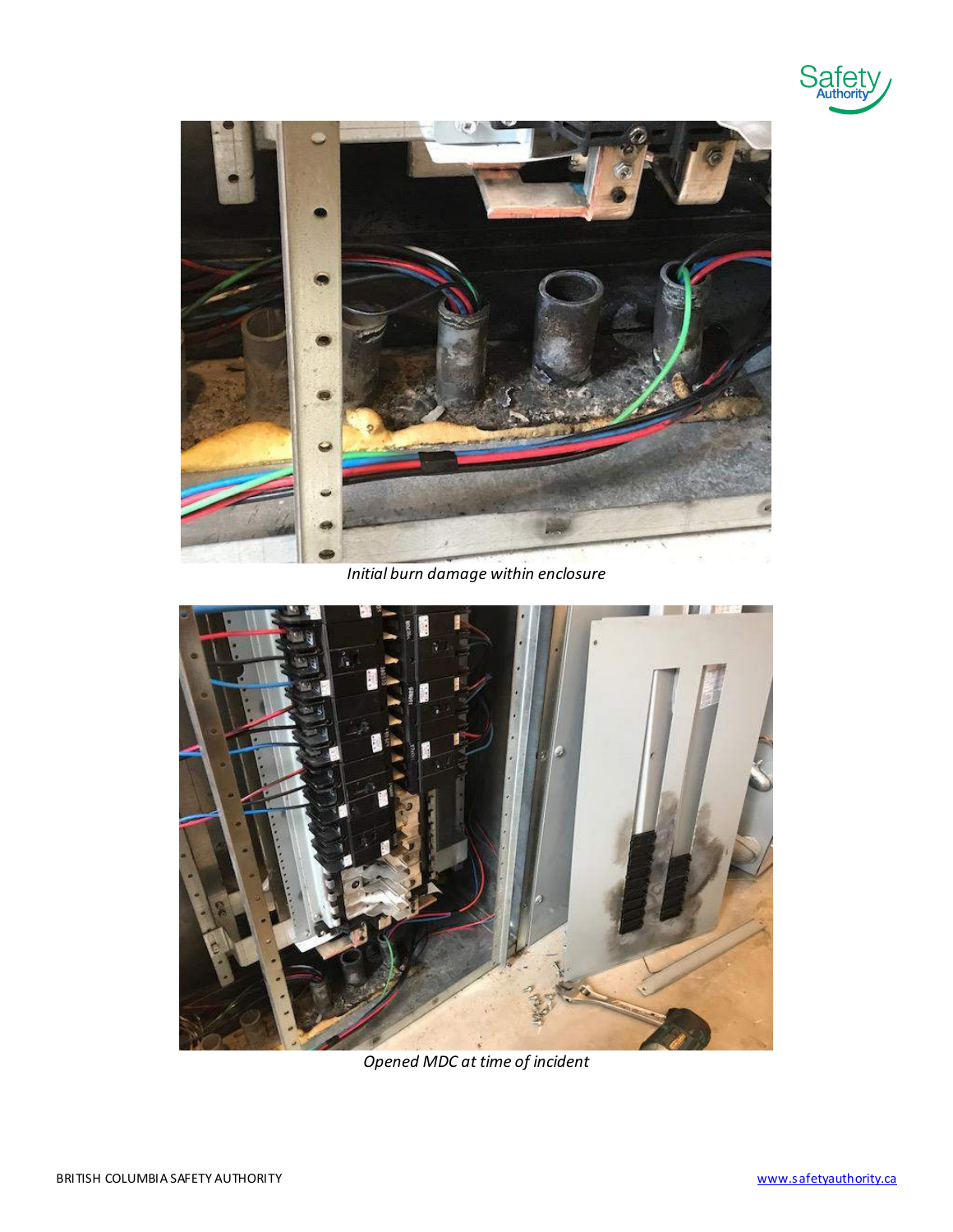*Initial burn damage within enclosure*

*Opened MDC at time of incident*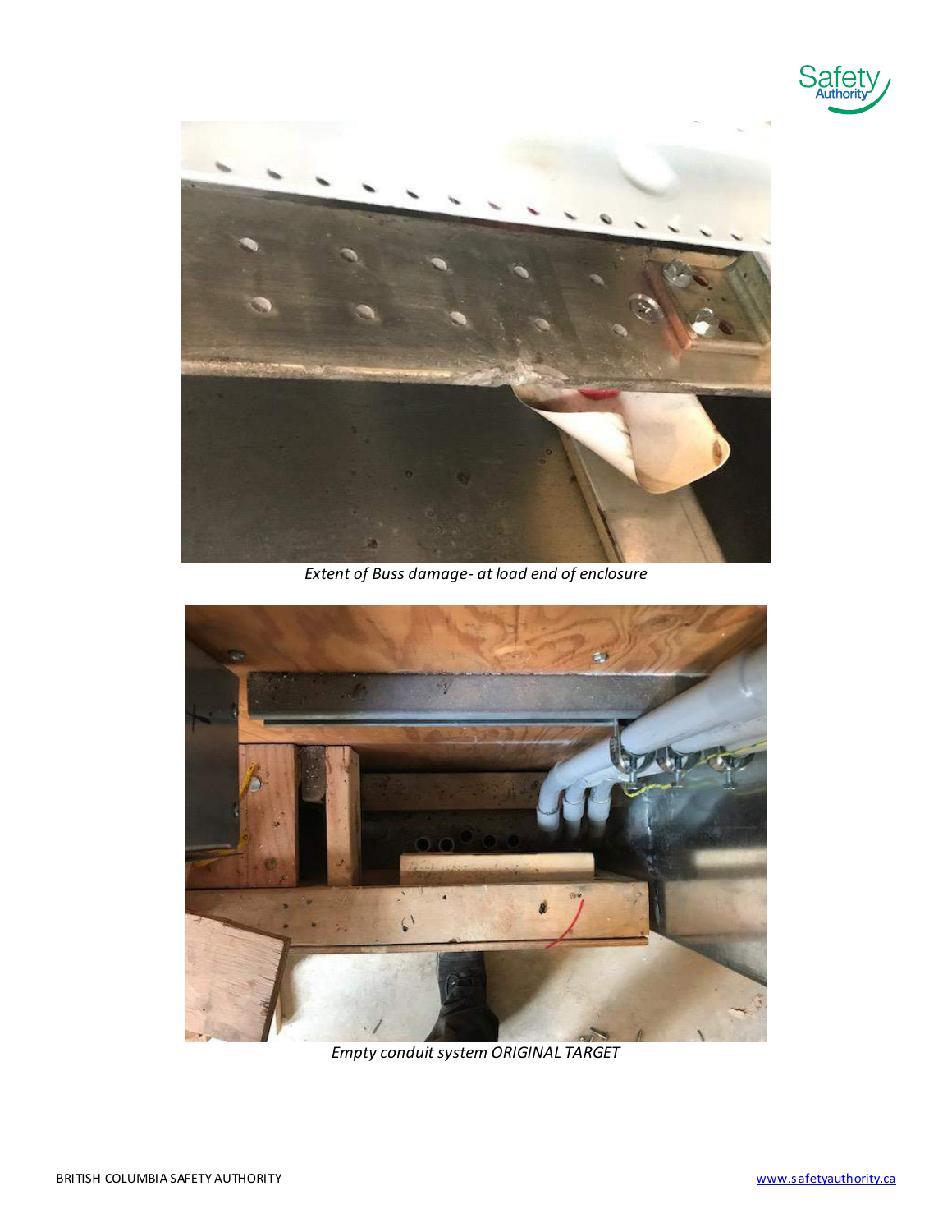*Extent of Buss damage- at load end of enclosure*

*Empty conduit system ORIGINAL TARGET*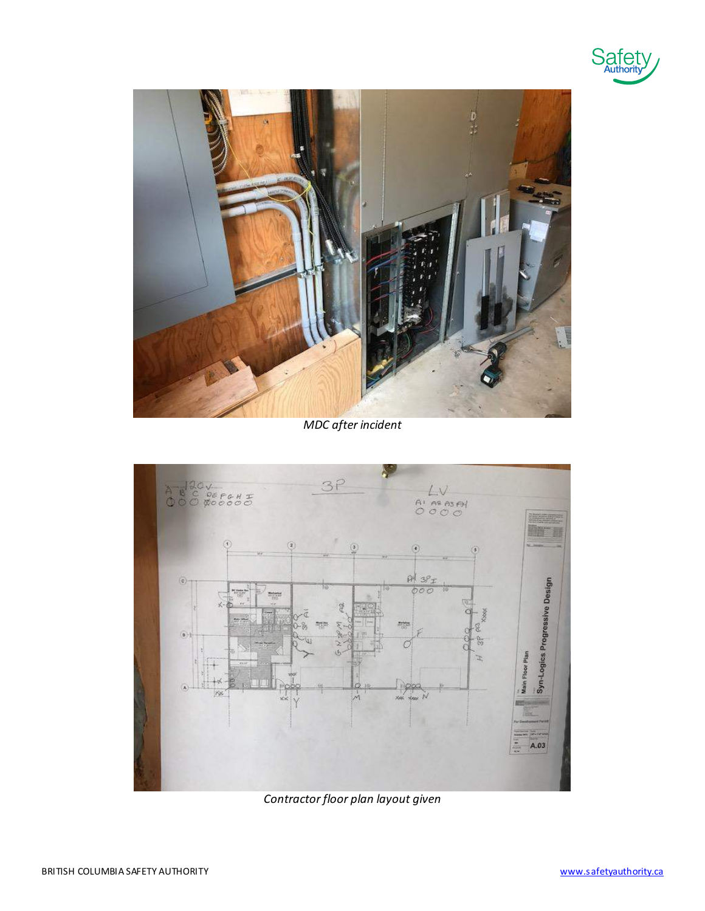*MDC after incident*

*Contractor floor plan layout given*